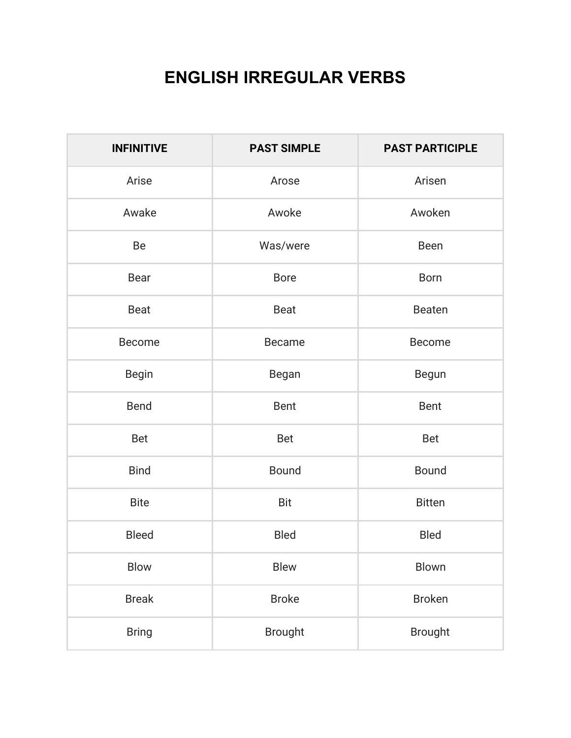# ENGLISH IRREGULAR VERBS

| INFINITIVE | PAST SIMPLE | PAST PARTICIPLE |
|---|---|---|
| Arise | Arose | Arisen |
| Awake | Awoke | Awoken |
| Be | Was/were | Been |
| Bear | Bore | Born |
| Beat | Beat | Beaten |
| Become | Became | Become |
| Begin | Began | Begun |
| Bend | Bent | Bent |
| Bet | Bet | Bet |
| Bind | Bound | Bound |
| Bite | Bit | Bitten |
| Bleed | Bled | Bled |
| Blow | Blew | Blown |
| Break | Broke | Broken |
| Bring | Brought | Brought |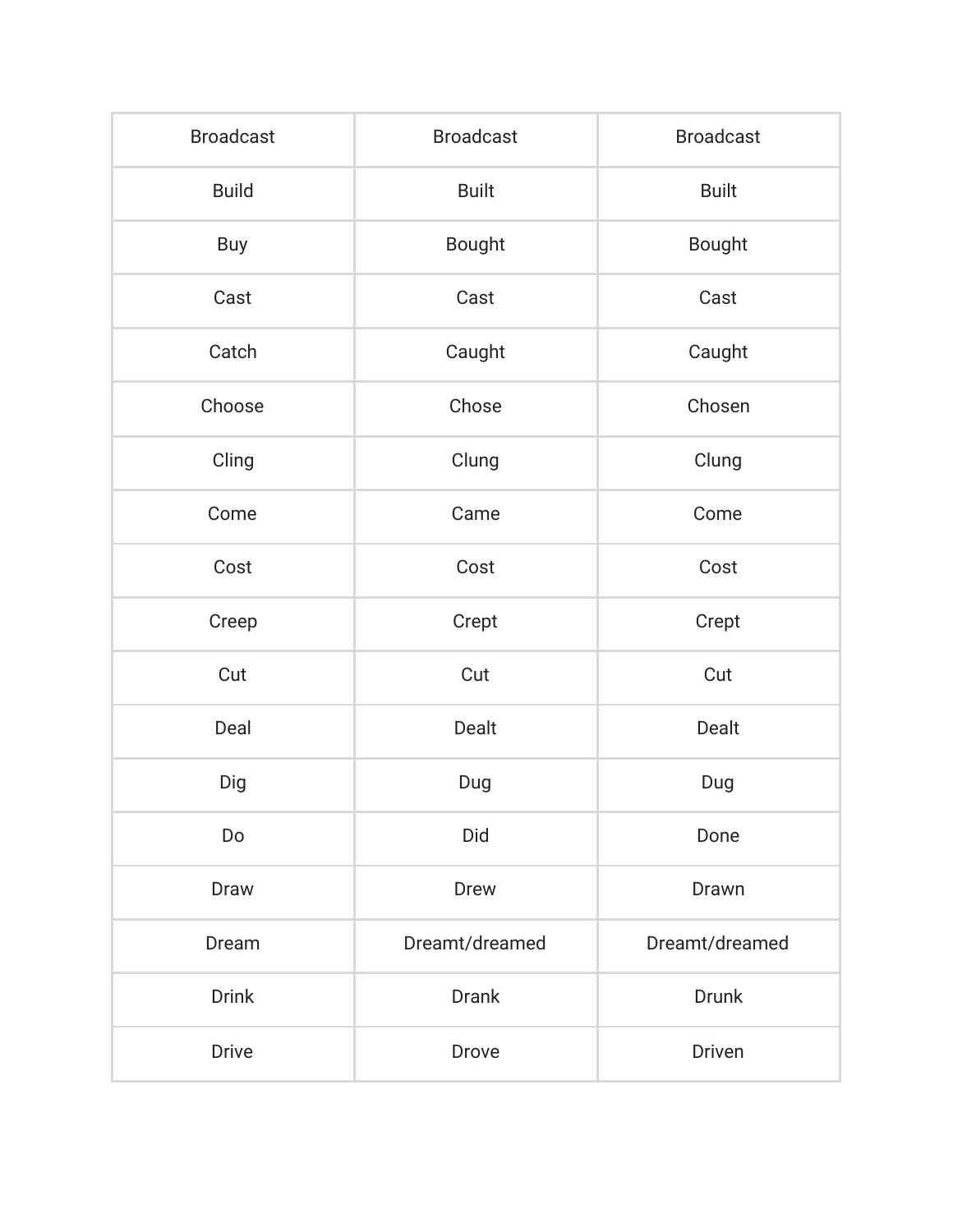| Broadcast | Broadcast | Broadcast |
| --- | --- | --- |
| Build | Built | Built |
| Buy | Bought | Bought |
| Cast | Cast | Cast |
| Catch | Caught | Caught |
| Choose | Chose | Chosen |
| Cling | Clung | Clung |
| Come | Came | Come |
| Cost | Cost | Cost |
| Creep | Crept | Crept |
| Cut | Cut | Cut |
| Deal | Dealt | Dealt |
| Dig | Dug | Dug |
| Do | Did | Done |
| Draw | Drew | Drawn |
| Dream | Dreamt/dreamed | Dreamt/dreamed |
| Drink | Drank | Drunk |
| Drive | Drove | Driven |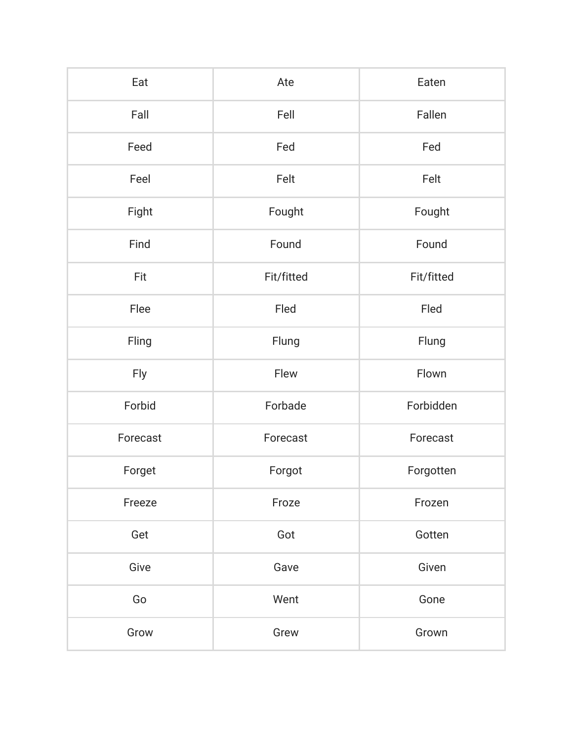| Eat | Ate | Eaten |
| --- | --- | --- |
| Fall | Fell | Fallen |
| Feed | Fed | Fed |
| Feel | Felt | Felt |
| Fight | Fought | Fought |
| Find | Found | Found |
| Fit | Fit/fitted | Fit/fitted |
| Flee | Fled | Fled |
| Fling | Flung | Flung |
| Fly | Flew | Flown |
| Forbid | Forbade | Forbidden |
| Forecast | Forecast | Forecast |
| Forget | Forgot | Forgotten |
| Freeze | Froze | Frozen |
| Get | Got | Gotten |
| Give | Gave | Given |
| Go | Went | Gone |
| Grow | Grew | Grown |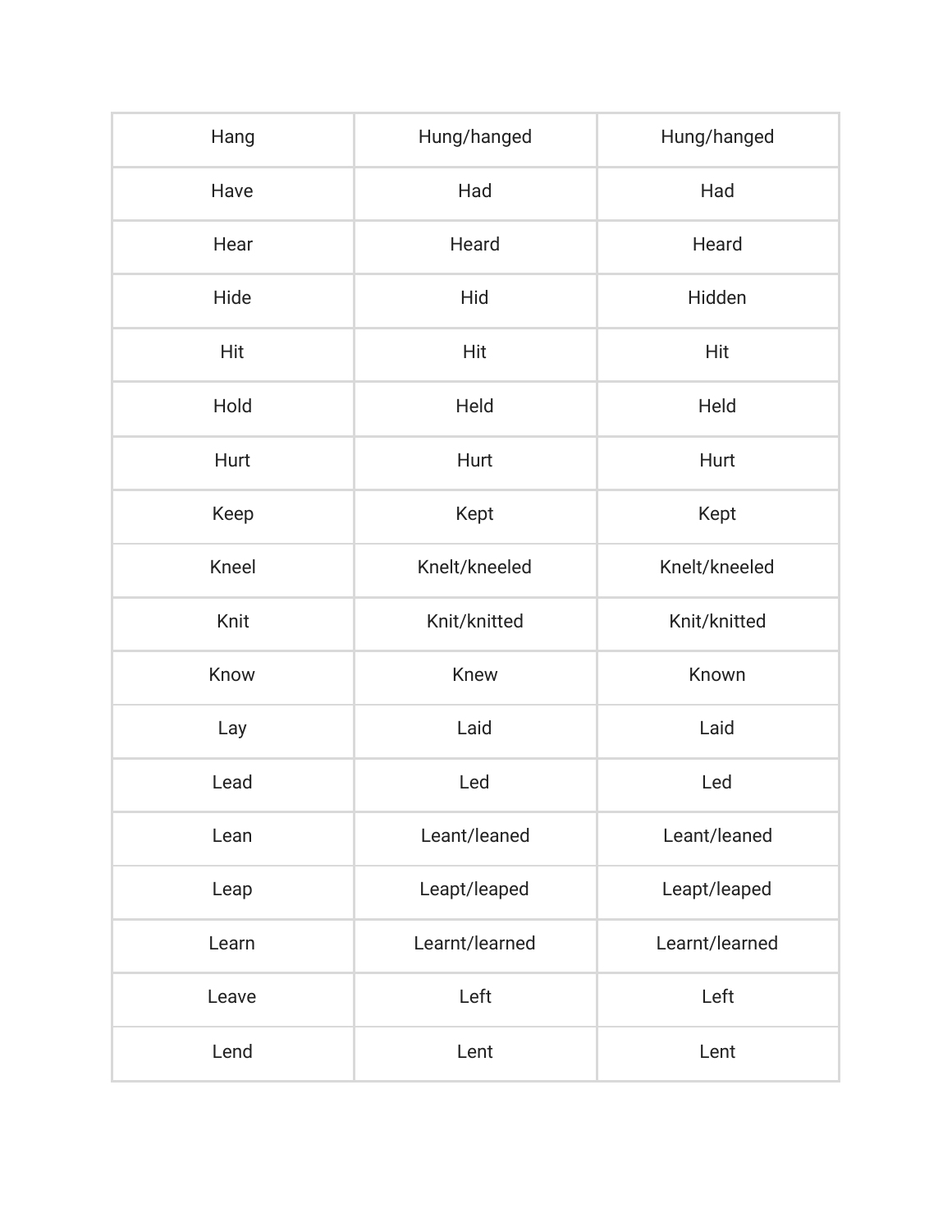| Hang | Hung/hanged | Hung/hanged |
|---|---|---|
| Have | Had | Had |
| Hear | Heard | Heard |
| Hide | Hid | Hidden |
| Hit | Hit | Hit |
| Hold | Held | Held |
| Hurt | Hurt | Hurt |
| Keep | Kept | Kept |
| Kneel | Knelt/kneeled | Knelt/kneeled |
| Knit | Knit/knitted | Knit/knitted |
| Know | Knew | Known |
| Lay | Laid | Laid |
| Lead | Led | Led |
| Lean | Leant/leaned | Leant/leaned |
| Leap | Leapt/leaped | Leapt/leaped |
| Learn | Learnt/learned | Learnt/learned |
| Leave | Left | Left |
| Lend | Lent | Lent |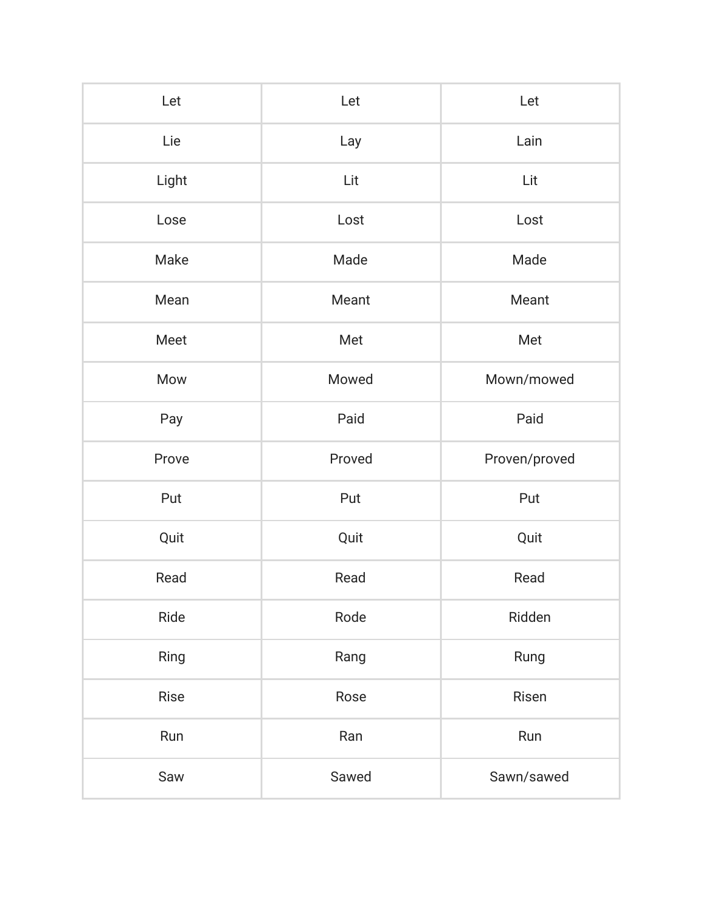| Let | Let | Let |
| --- | --- | --- |
| Lie | Lay | Lain |
| Light | Lit | Lit |
| Lose | Lost | Lost |
| Make | Made | Made |
| Mean | Meant | Meant |
| Meet | Met | Met |
| Mow | Mowed | Mown/mowed |
| Pay | Paid | Paid |
| Prove | Proved | Proven/proved |
| Put | Put | Put |
| Quit | Quit | Quit |
| Read | Read | Read |
| Ride | Rode | Ridden |
| Ring | Rang | Rung |
| Rise | Rose | Risen |
| Run | Ran | Run |
| Saw | Sawed | Sawn/sawed |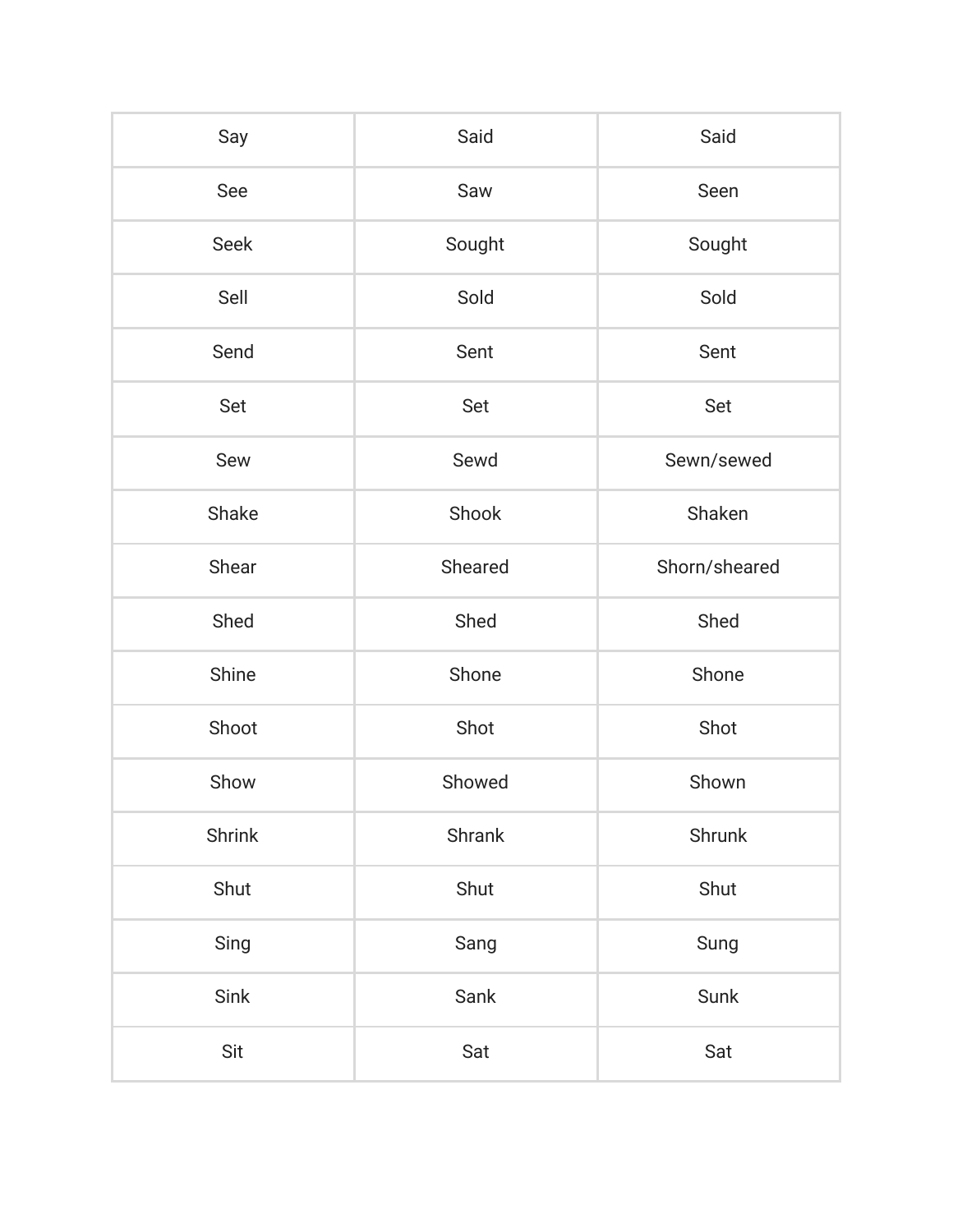| | | |
|---|---|---|
| Say | Said | Said |
| See | Saw | Seen |
| Seek | Sought | Sought |
| Sell | Sold | Sold |
| Send | Sent | Sent |
| Set | Set | Set |
| Sew | Sewd | Sewn/sewed |
| Shake | Shook | Shaken |
| Shear | Sheared | Shorn/sheared |
| Shed | Shed | Shed |
| Shine | Shone | Shone |
| Shoot | Shot | Shot |
| Show | Showed | Shown |
| Shrink | Shrank | Shrunk |
| Shut | Shut | Shut |
| Sing | Sang | Sung |
| Sink | Sank | Sunk |
| Sit | Sat | Sat |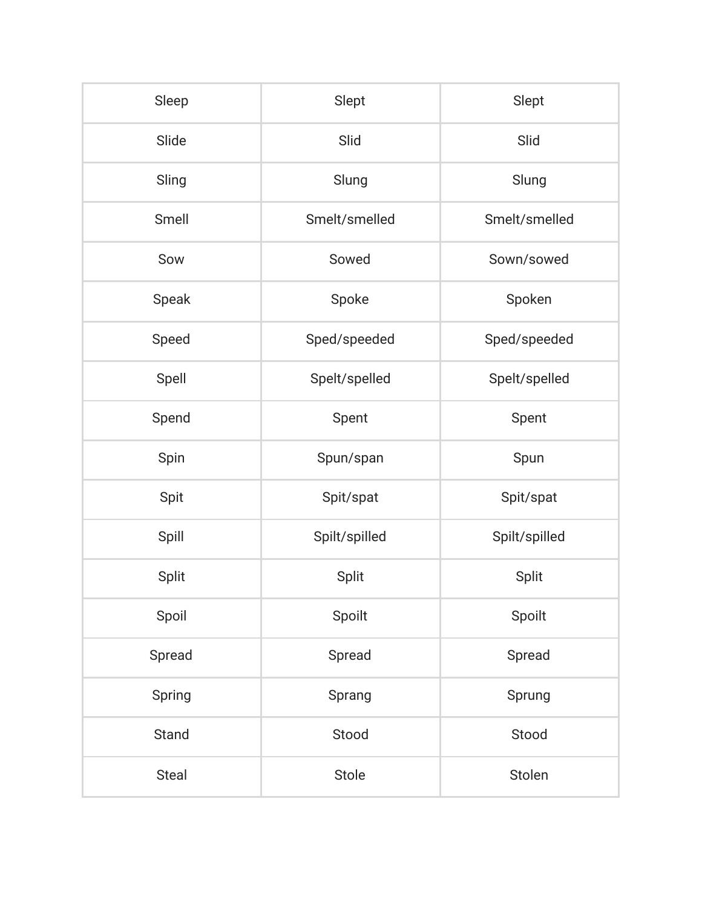| | | |
|---|---|---|
| Sleep | Slept | Slept |
| Slide | Slid | Slid |
| Sling | Slung | Slung |
| Smell | Smelt/smelled | Smelt/smelled |
| Sow | Sowed | Sown/sowed |
| Speak | Spoke | Spoken |
| Speed | Sped/speeded | Sped/speeded |
| Spell | Spelt/spelled | Spelt/spelled |
| Spend | Spent | Spent |
| Spin | Spun/span | Spun |
| Spit | Spit/spat | Spit/spat |
| Spill | Spilt/spilled | Spilt/spilled |
| Split | Split | Split |
| Spoil | Spoilt | Spoilt |
| Spread | Spread | Spread |
| Spring | Sprang | Sprung |
| Stand | Stood | Stood |
| Steal | Stole | Stolen |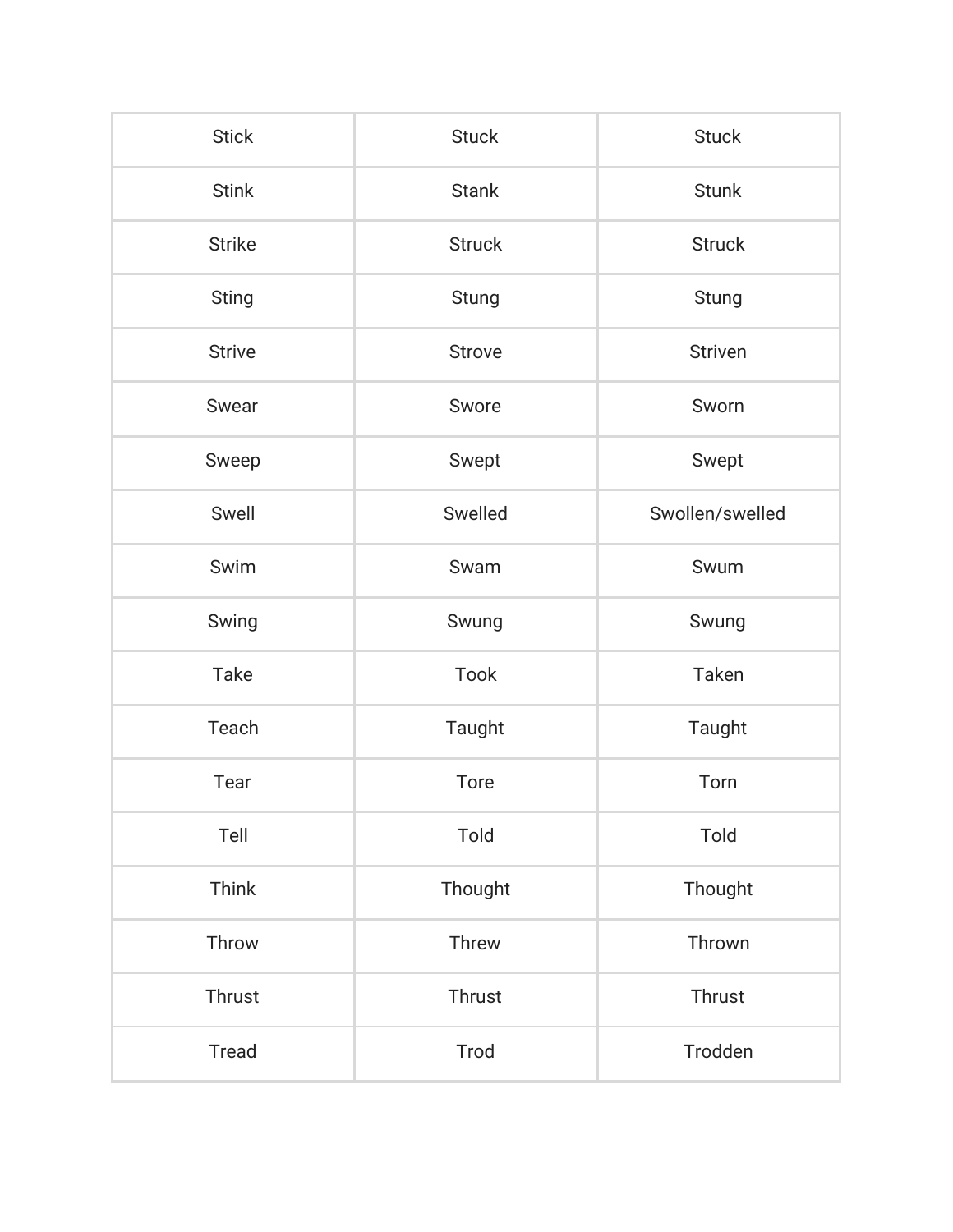| | | |
|---|---|---|
| Stick | Stuck | Stuck |
| Stink | Stank | Stunk |
| Strike | Struck | Struck |
| Sting | Stung | Stung |
| Strive | Strove | Striven |
| Swear | Swore | Sworn |
| Sweep | Swept | Swept |
| Swell | Swelled | Swollen/swelled |
| Swim | Swam | Swum |
| Swing | Swung | Swung |
| Take | Took | Taken |
| Teach | Taught | Taught |
| Tear | Tore | Torn |
| Tell | Told | Told |
| Think | Thought | Thought |
| Throw | Threw | Thrown |
| Thrust | Thrust | Thrust |
| Tread | Trod | Trodden |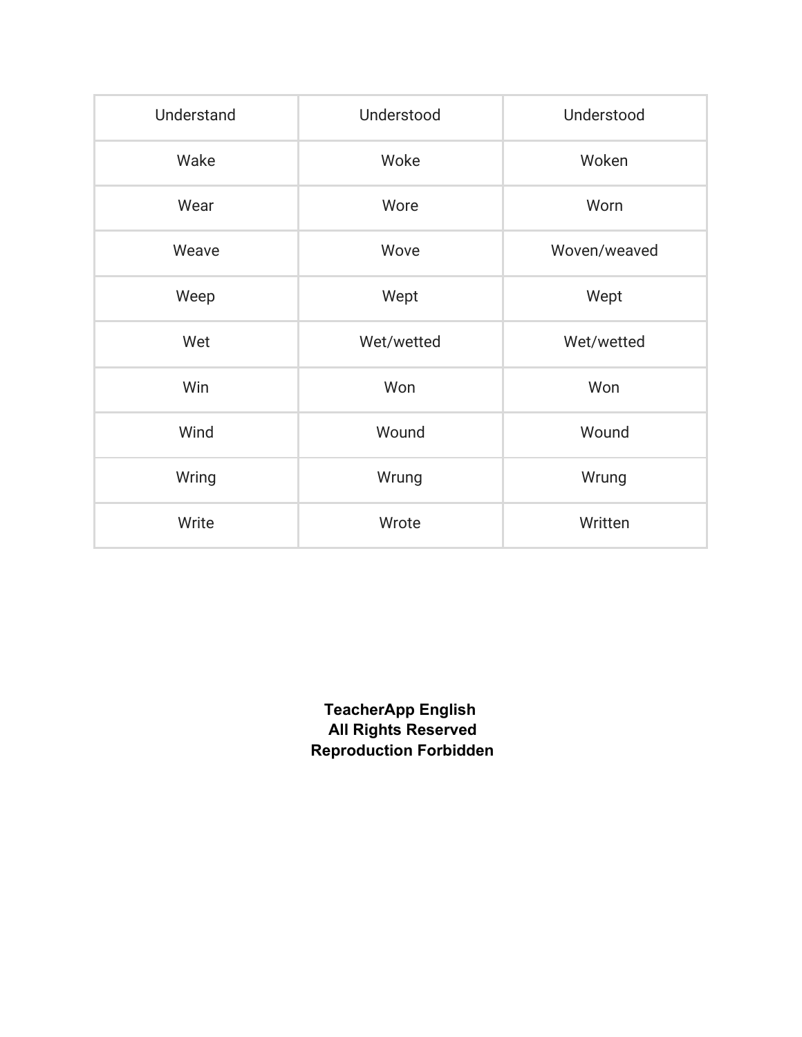| | | |
|---|---|---|
| Understand | Understood | Understood |
| Wake | Woke | Woken |
| Wear | Wore | Worn |
| Weave | Wove | Woven/weaved |
| Weep | Wept | Wept |
| Wet | Wet/wetted | Wet/wetted |
| Win | Won | Won |
| Wind | Wound | Wound |
| Wring | Wrung | Wrung |
| Write | Wrote | Written |

**TeacherApp English**
**All Rights Reserved**
**Reproduction Forbidden**